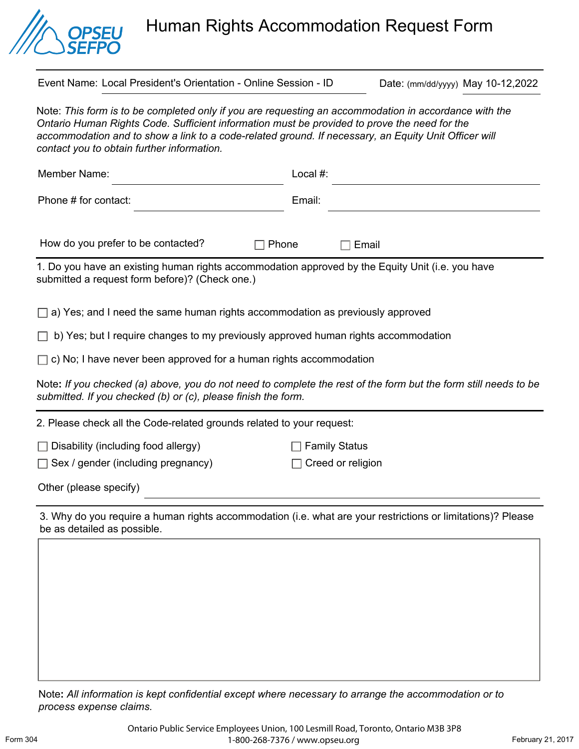# Human Rights Accommodation Request Form

Event Name: Local President's Orientation - Online Session - ID

Date: (mm/dd/yyyy) May 10-12,2022

Note: *This form is to be completed only if you are requesting an accommodation in accordance with the Ontario Human Rights Code. Sufficient information must be provided to prove the need for the accommodation and to show a link to a code-related ground. If necessary, an Equity Unit Officer will contact you to obtain further information.*

Member Name: ______________________ Local #: ______________________

Phone # for contact: ______________________ Email: ______________________

How do you prefer to be contacted? ☐ Phone ☐ Email

1. Do you have an existing human rights accommodation approved by the Equity Unit (i.e. you have submitted a request form before)? (Check one.)

☐ a) Yes; and I need the same human rights accommodation as previously approved

☐ b) Yes; but I require changes to my previously approved human rights accommodation

☐ c) No; I have never been approved for a human rights accommodation

**Note:** *If you checked (a) above, you do not need to complete the rest of the form but the form still needs to be submitted. If you checked (b) or (c), please finish the form.*

2. Please check all the Code-related grounds related to your request:

☐ Disability (including food allergy)

☐ Family Status

☐ Sex / gender (including pregnancy)

☐ Creed or religion

Other (please specify) ______________________

3. Why do you require a human rights accommodation (i.e. what are your restrictions or limitations)? Please be as detailed as possible.

**Note:** *All information is kept confidential except where necessary to arrange the accommodation or to process expense claims.*

Ontario Public Service Employees Union, 100 Lesmill Road, Toronto, Ontario M3B 3P8
1-800-268-7376 / www.opseu.org

Form 304 February 21, 2017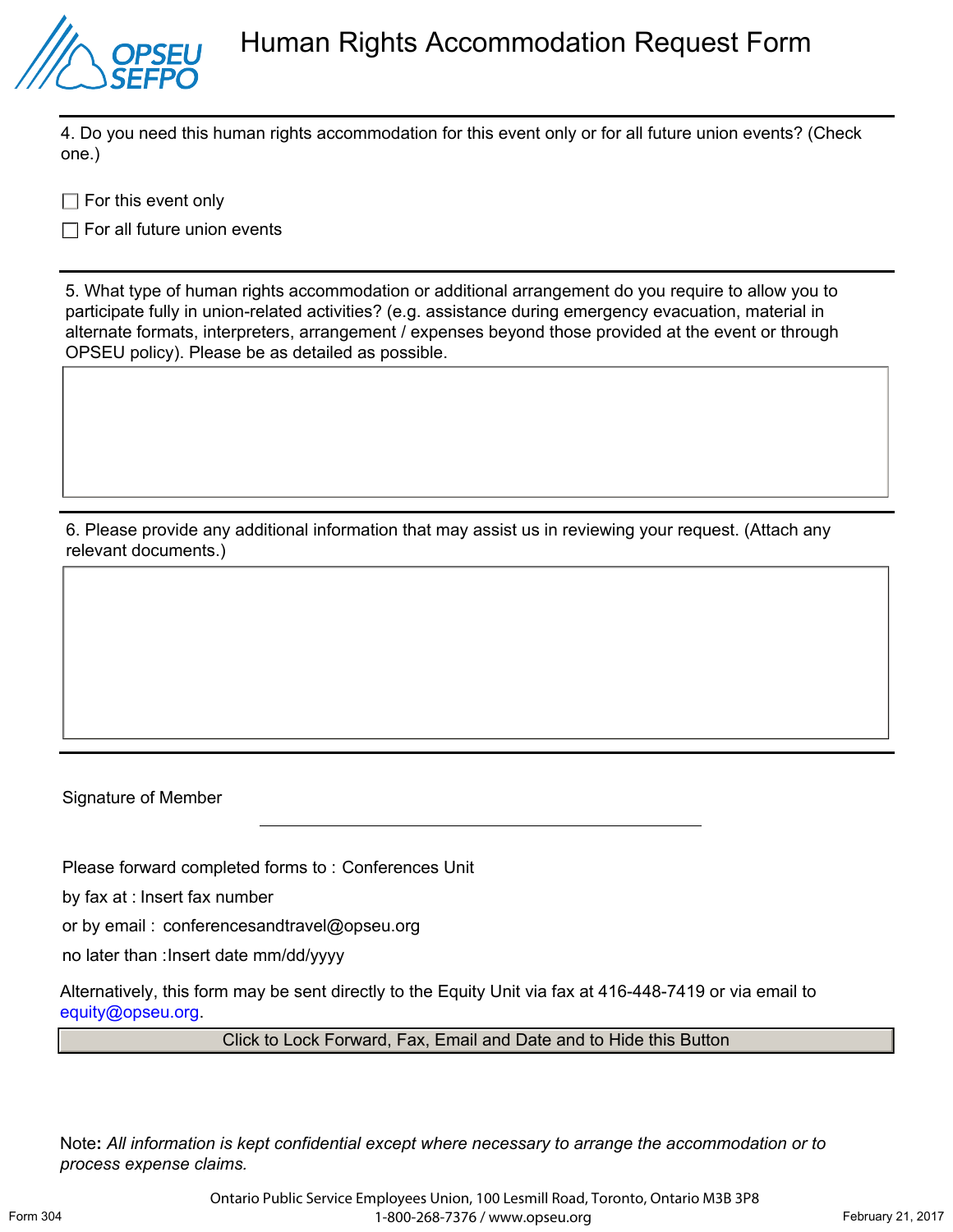# Human Rights Accommodation Request Form

4. Do you need this human rights accommodation for this event only or for all future union events? (Check one.)

- ☐ For this event only
- ☐ For all future union events

5. What type of human rights accommodation or additional arrangement do you require to allow you to participate fully in union-related activities? (e.g. assistance during emergency evacuation, material in alternate formats, interpreters, arrangement / expenses beyond those provided at the event or through OPSEU policy). Please be as detailed as possible.

6. Please provide any additional information that may assist us in reviewing your request. (Attach any relevant documents.)

Signature of Member ____________________________________

Please forward completed forms to : Conferences Unit

by fax at : Insert fax number

or by email : conferencesandtravel@opseu.org

no later than :Insert date mm/dd/yyyy

Alternatively, this form may be sent directly to the Equity Unit via fax at 416-448-7419 or via email to equity@opseu.org.

Click to Lock Forward, Fax, Email and Date and to Hide this Button

Note: *All information is kept confidential except where necessary to arrange the accommodation or to process expense claims.*

Ontario Public Service Employees Union, 100 Lesmill Road, Toronto, Ontario M3B 3P8
1-800-268-7376 / www.opseu.org

Form 304 February 21, 2017